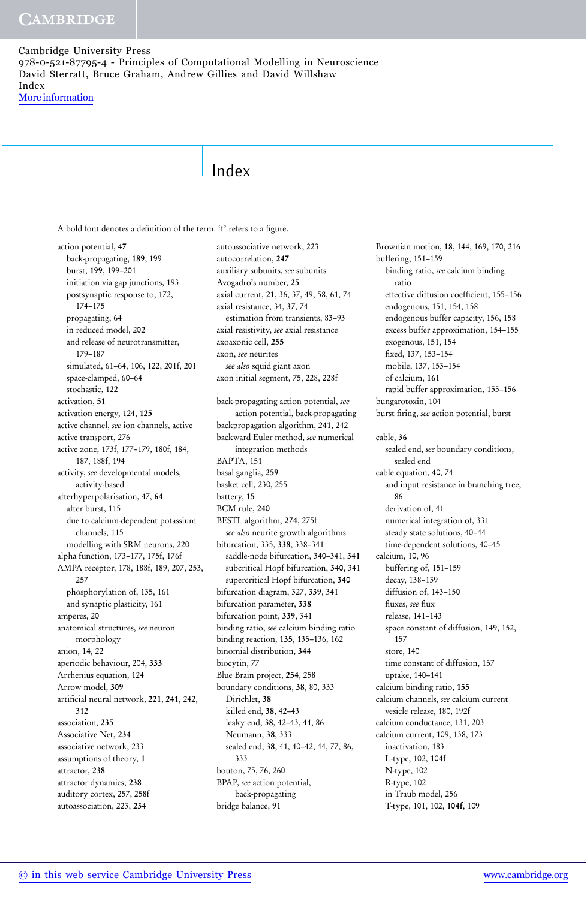# Index

A bold font denotes a definition of the term. 'f' refers to a figure.

action potential, **47**
- back-propagating, **189**, 199
- burst, **199**, 199–201
- initiation via gap junctions, 193
- postsynaptic response to, 172, 174–175
- propagating, 64
- in reduced model, 202
- and release of neurotransmitter, 179–187
- simulated, 61–64, 106, 122, 201f, 201
- space-clamped, 60–64
- stochastic, 122

activation, **51**
activation energy, 124, **125**
active channel, *see* ion channels, active
active transport, 276
active zone, 173f, 177–179, 180f, 184, 187, 188f, 194
activity, *see* developmental models, activity-based
afterhyperpolarisation, 47, **64**
- after burst, 115
- due to calcium-dependent potassium channels, 115
- modelling with SRM neurons, 220

alpha function, 173–177, 175f, 176f
AMPA receptor, 178, 188f, 189, 207, 253, 257
- phosphorylation of, 135, 161
- and synaptic plasticity, 161

amperes, 20
anatomical structures, *see* neuron morphology
anion, **14**, 22
aperiodic behaviour, 204, **333**
Arrhenius equation, 124
Arrow model, **309**
artificial neural network, 221, **241**, 242, 312
association, **235**
Associative Net, **234**
associative network, 233
assumptions of theory, **1**
attractor, **238**
attractor dynamics, **238**
auditory cortex, 257, 258f
autoassociation, 223, **234**
autoassociative network, 223
autocorrelation, **247**
auxiliary subunits, *see* subunits
Avogadro's number, **25**
axial current, **21**, 36, 37, 49, 58, 61, 74
axial resistance, 34, **37**, 74
- estimation from transients, 83–93

axial resistivity, *see* axial resistance
axoaxonic cell, **255**
axon, *see* neurites
- *see also* squid giant axon

axon initial segment, 75, 228, 228f

back-propagating action potential, *see* action potential, back-propagating
backpropagation algorithm, **241**, 242
backward Euler method, *see* numerical integration methods
BAPTA, 151
basal ganglia, **259**
basket cell, 230, 255
battery, **15**
BCM rule, **240**
BESTL algorithm, **274**, 275f
- *see also* neurite growth algorithms

bifurcation, 335, **338**, 338–341
- saddle-node bifurcation, 340–341, **341**
- subcritical Hopf bifurcation, **340**, 341
- supercritical Hopf bifurcation, **340**

bifurcation diagram, 327, **339**, 341
bifurcation parameter, **338**
bifurcation point, **339**, 341
binding ratio, *see* calcium binding ratio
binding reaction, **135**, 135–136, 162
binomial distribution, **344**
biocytin, 77
Blue Brain project, **254**, 258
boundary conditions, **38**, 80, 333
- Dirichlet, **38**
- killed end, **38**, 42–43
- leaky end, **38**, 42–43, 44, 86
- Neumann, **38**, 333
- sealed end, **38**, 41, 40–42, 44, 77, 86, 333

bouton, 75, 76, 260
BPAP, *see* action potential, back-propagating
bridge balance, **91**

Brownian motion, **18**, 144, 169, 170, 216
buffering, 151–159
- binding ratio, *see* calcium binding ratio
- effective diffusion coefficient, 155–156
- endogenous, 151, 154, 158
- endogenous buffer capacity, 156, 158
- excess buffer approximation, 154–155
- exogenous, 151, 154
- fixed, 137, 153–154
- mobile, 137, 153–154
- of calcium, **161**
- rapid buffer approximation, 155–156

bungarotoxin, 104
burst firing, *see* action potential, burst

cable, **36**
- sealed end, *see* boundary conditions, sealed end

cable equation, **40**, 74
- and input resistance in branching tree, 86
- derivation of, 41
- numerical integration of, 331
- steady state solutions, 40–44
- time-dependent solutions, 40–45

calcium, 10, 96
- buffering of, 151–159
- decay, 138–139
- diffusion of, 143–150
- fluxes, *see* flux
- release, 141–143
- space constant of diffusion, 149, 152, 157
- store, 140
- time constant of diffusion, 157
- uptake, 140–141

calcium binding ratio, **155**
calcium channels, *see* calcium current
- vesicle release, 180, 192f

calcium conductance, 131, 203
calcium current, 109, 138, 173
- inactivation, 183
- L-type, 102, **104f**
- N-type, 102
- R-type, 102
- in Traub model, 256
- T-type, 101, 102, **104f**, 109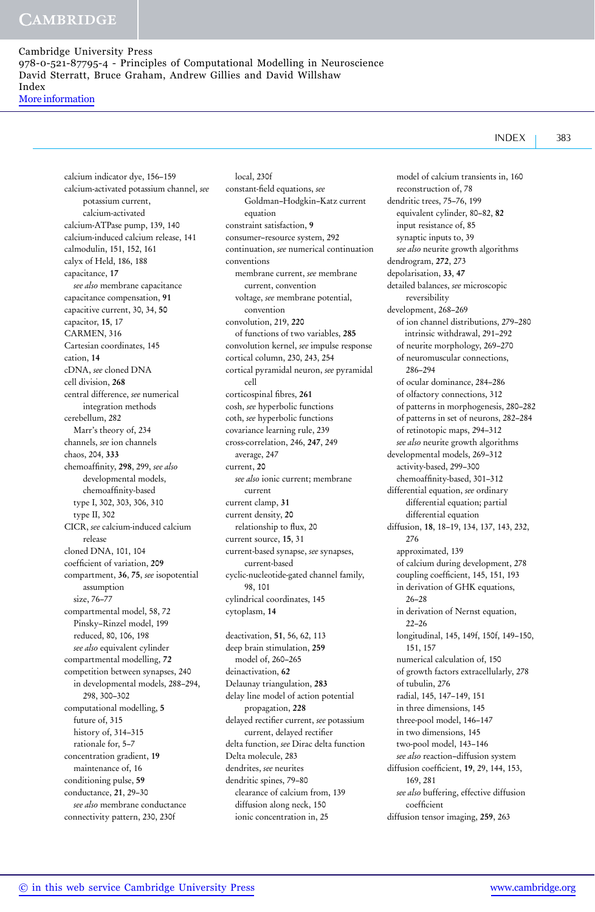calcium indicator dye, 156–159
calcium-activated potassium channel, *see* potassium current, calcium-activated
calcium-ATPase pump, 139, 140
calcium-induced calcium release, 141
calmodulin, 151, 152, 161
calyx of Held, 186, 188
capacitance, **17**
  *see also* membrane capacitance
capacitance compensation, **91**
capacitive current, 30, 34, **50**
capacitor, **15**, 17
CARMEN, 316
Cartesian coordinates, 145
cation, **14**
cDNA, *see* cloned DNA
cell division, **268**
central difference, *see* numerical integration methods
cerebellum, 282
  Marr's theory of, 234
channels, *see* ion channels
chaos, 204, **333**
chemoaffinity, **298**, 299, *see also* developmental models, chemoaffinity-based
  type I, 302, 303, 306, 310
  type II, 302
CICR, *see* calcium-induced calcium release
cloned DNA, 101, 104
coefficient of variation, **209**
compartment, **36**, **75**, *see* isopotential assumption
  size, 76–77
compartmental model, 58, 72
  Pinsky–Rinzel model, 199
  reduced, 80, 106, 198
  *see also* equivalent cylinder
compartmental modelling, **72**
competition between synapses, 240
  in developmental models, 288–294, 298, 300–302
computational modelling, **5**
  future of, 315
  history of, 314–315
  rationale for, 5–7
concentration gradient, **19**
  maintenance of, 16
conditioning pulse, **59**
conductance, **21**, 29–30
  *see also* membrane conductance
connectivity pattern, 230, 230f
  local, 230f
constant-field equations, *see* Goldman–Hodgkin–Katz current equation
constraint satisfaction, **9**
consumer–resource system, 292
continuation, *see* numerical continuation
conventions
  membrane current, *see* membrane current, convention
  voltage, *see* membrane potential, convention
convolution, 219, **220**
  of functions of two variables, **285**
convolution kernel, *see* impulse response
cortical column, 230, 243, 254
cortical pyramidal neuron, *see* pyramidal cell
corticospinal fibres, **261**
cosh, *see* hyperbolic functions
coth, *see* hyperbolic functions
covariance learning rule, 239
cross-correlation, 246, **247**, 249
  average, 247
current, **20**
  *see also* ionic current; membrane current
current clamp, **31**
current density, **20**
  relationship to flux, 20
current source, **15**, 31
current-based synapse, *see* synapses, current-based
cyclic-nucleotide-gated channel family, 98, 101
cylindrical coordinates, 145
cytoplasm, **14**

deactivation, **51**, 56, 62, 113
deep brain stimulation, **259**
  model of, 260–265
deinactivation, **62**
Delaunay triangulation, **283**
delay line model of action potential propagation, **228**
delayed rectifier current, *see* potassium current, delayed rectifier
delta function, *see* Dirac delta function
Delta molecule, 283
dendrites, *see* neurites
dendritic spines, 79–80
  clearance of calcium from, 139
  diffusion along neck, 150
  ionic concentration in, 25
  model of calcium transients in, 160
  reconstruction of, 78
dendritic trees, 75–76, 199
  equivalent cylinder, 80–82, **82**
  input resistance of, 85
  synaptic inputs to, 39
  *see also* neurite growth algorithms
dendrogram, **272**, 273
depolarisation, **33**, **47**
detailed balances, *see* microscopic reversibility
development, 268–269
  of ion channel distributions, 279–280
    intrinsic withdrawal, 291–292
  of neurite morphology, 269–270
  of neuromuscular connections, 286–294
  of ocular dominance, 284–286
  of olfactory connections, 312
  of patterns in morphogenesis, 280–282
  of patterns in set of neurons, 282–284
  of retinotopic maps, 294–312
  *see also* neurite growth algorithms
developmental models, 269–312
  activity-based, 299–300
  chemoaffinity-based, 301–312
differential equation, *see* ordinary differential equation; partial differential equation
diffusion, **18**, 18–19, 134, 137, 143, 232, 276
  approximated, 139
  of calcium during development, 278
  coupling coefficient, 145, 151, 193
  in derivation of GHK equations, 26–28
  in derivation of Nernst equation, 22–26
  longitudinal, 145, 149f, 150f, 149–150, 151, 157
  numerical calculation of, 150
  of growth factors extracellularly, 278
  of tubulin, 276
  radial, 145, 147–149, 151
  in three dimensions, 145
  three-pool model, 146–147
  in two dimensions, 145
  two-pool model, 143–146
  *see also* reaction–diffusion system
diffusion coefficient, **19**, 29, 144, 153, 169, 281
  *see also* buffering, effective diffusion coefficient
diffusion tensor imaging, **259**, 263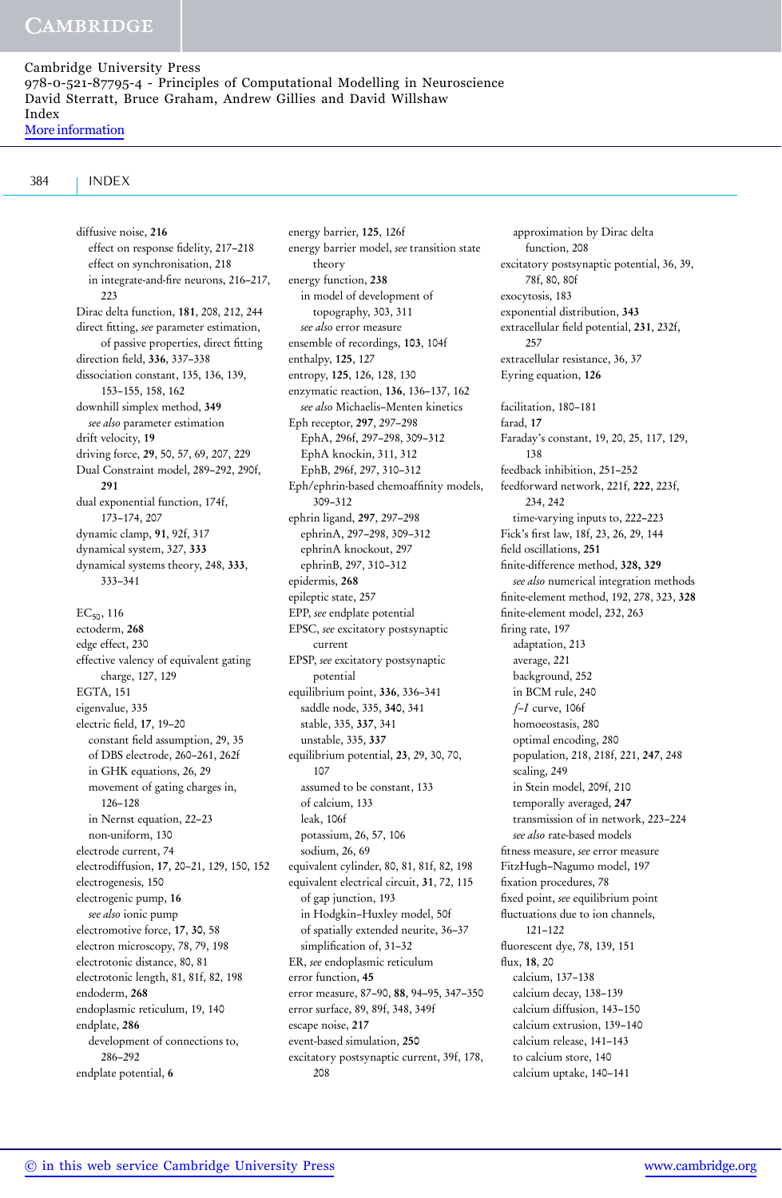diffusive noise, **216**
  effect on response fidelity, 217–218
  effect on synchronisation, 218
  in integrate-and-fire neurons, 216–217, 223
Dirac delta function, **181**, 208, 212, 244
direct fitting, *see* parameter estimation, of passive properties, direct fitting
direction field, **336**, 337–338
dissociation constant, 135, 136, 139, 153–155, 158, 162
downhill simplex method, **349**
  *see also* parameter estimation
drift velocity, **19**
driving force, **29**, 50, 57, 69, 207, 229
Dual Constraint model, 289–292, 290f, **291**
dual exponential function, 174f, 173–174, 207
dynamic clamp, **91**, 92f, 317
dynamical system, 327, **333**
dynamical systems theory, 248, **333**, 333–341

$EC_{50}$, 116
ectoderm, **268**
edge effect, 230
effective valency of equivalent gating charge, 127, 129
EGTA, 151
eigenvalue, 335
electric field, **17**, 19–20
  constant field assumption, 29, 35
  of DBS electrode, 260–261, 262f
  in GHK equations, 26, 29
  movement of gating charges in, 126–128
  in Nernst equation, 22–23
  non-uniform, 130
electrode current, 74
electrodiffusion, **17**, 20–21, 129, 150, 152
electrogenesis, 150
electrogenic pump, **16**
  *see also* ionic pump
electromotive force, **17**, **30**, 58
electron microscopy, 78, 79, 198
electrotonic distance, 80, 81
electrotonic length, 81, 81f, 82, 198
endoderm, **268**
endoplasmic reticulum, 19, 140
endplate, **286**
  development of connections to, 286–292
endplate potential, **6**

energy barrier, **125**, 126f
energy barrier model, *see* transition state theory
energy function, **238**
  in model of development of topography, 303, 311
  *see also* error measure
ensemble of recordings, **103**, 104f
enthalpy, **125**, 127
entropy, **125**, 126, 128, 130
enzymatic reaction, **136**, 136–137, 162
  *see also* Michaelis–Menten kinetics
Eph receptor, **297**, 297–298
  EphA, 296f, 297–298, 309–312
  EphA knockin, 311, 312
  EphB, 296f, 297, 310–312
Eph/ephrin-based chemoaffinity models, 309–312
ephrin ligand, **297**, 297–298
  ephrinA, 297–298, 309–312
  ephrinA knockout, 297
  ephrinB, 297, 310–312
epidermis, **268**
epileptic state, 257
EPP, *see* endplate potential
EPSC, *see* excitatory postsynaptic current
EPSP, *see* excitatory postsynaptic potential
equilibrium point, **336**, 336–341
  saddle node, 335, **340**, 341
  stable, 335, **337**, 341
  unstable, 335, **337**
equilibrium potential, **23**, 29, 30, 70, 107
  assumed to be constant, 133
  of calcium, 133
  leak, 106f
  potassium, 26, 57, 106
  sodium, 26, 69
equivalent cylinder, 80, 81, 81f, 82, 198
equivalent electrical circuit, **31**, 72, 115
  of gap junction, 193
  in Hodgkin–Huxley model, 50f
  of spatially extended neurite, 36–37
  simplification of, 31–32
ER, *see* endoplasmic reticulum
error function, **45**
error measure, 87–90, **88**, 94–95, 347–350
error surface, 89, 89f, 348, 349f
escape noise, **217**
event-based simulation, **250**
excitatory postsynaptic current, 39f, 178, 208

  approximation by Dirac delta function, 208
excitatory postsynaptic potential, 36, 39, 78f, 80, 80f
exocytosis, 183
exponential distribution, **343**
extracellular field potential, **231**, 232f, 257
extracellular resistance, 36, 37
Eyring equation, **126**

facilitation, 180–181
farad, **17**
Faraday's constant, 19, 20, 25, 117, 129, 138
feedback inhibition, 251–252
feedforward network, 221f, **222**, 223f, 234, 242
  time-varying inputs to, 222–223
Fick's first law, 18f, 23, 26, 29, 144
field oscillations, **251**
finite-difference method, **328, 329**
  *see also* numerical integration methods
finite-element method, 192, 278, 323, **328**
finite-element model, 232, 263
firing rate, 197
  adaptation, 213
  average, 221
  background, 252
  in BCM rule, 240
  *f–I* curve, 106f
  homoeostasis, 280
  optimal encoding, 280
  population, 218, 218f, 221, **247**, 248
  scaling, 249
  in Stein model, 209f, 210
  temporally averaged, **247**
  transmission of in network, 223–224
  *see also* rate-based models
fitness measure, *see* error measure
FitzHugh–Nagumo model, 197
fixation procedures, 78
fixed point, *see* equilibrium point
fluctuations due to ion channels, 121–122
fluorescent dye, 78, 139, 151
flux, **18**, 20
  calcium, 137–138
  calcium decay, 138–139
  calcium diffusion, 143–150
  calcium extrusion, 139–140
  calcium release, 141–143
  to calcium store, 140
  calcium uptake, 140–141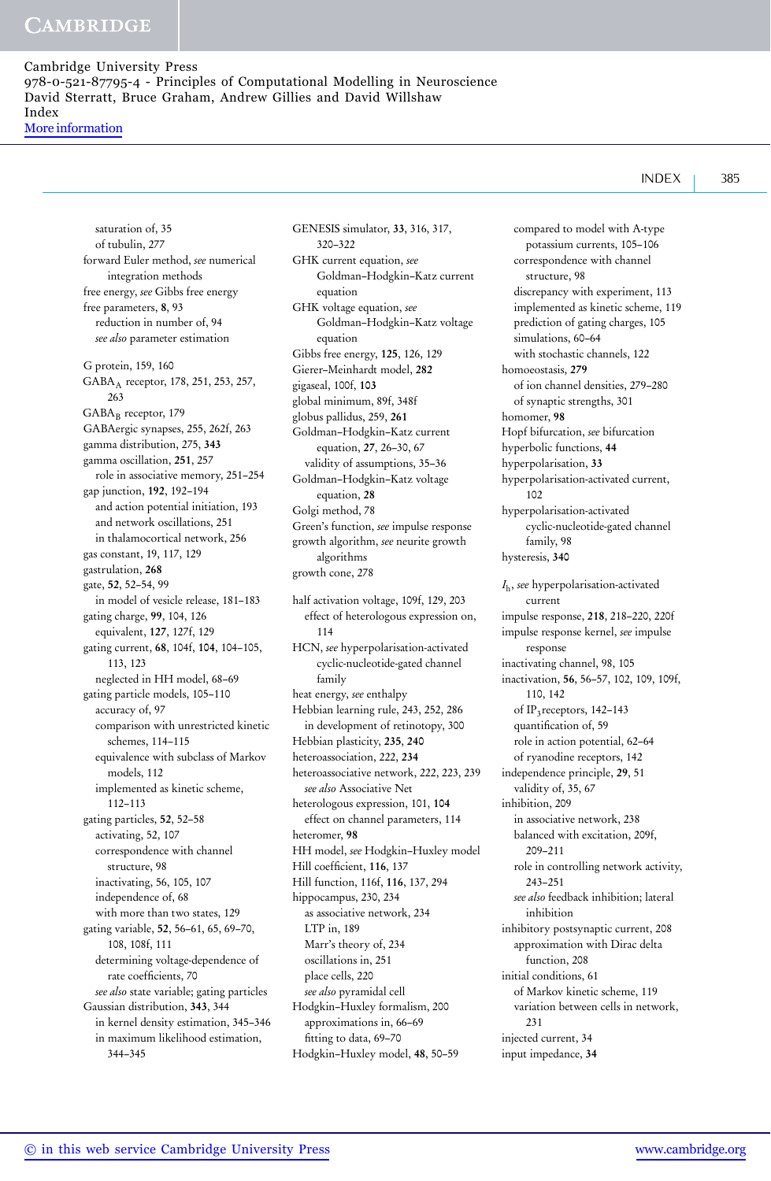saturation of, 35
of tubulin, 277
forward Euler method, *see* numerical integration methods
free energy, *see* Gibbs free energy
free parameters, **8**, 93
reduction in number of, 94
*see also* parameter estimation

G protein, 159, 160
$GABA_A$ receptor, 178, 251, 253, 257, 263
$GABA_B$ receptor, 179
GABAergic synapses, 255, 262f, 263
gamma distribution, 275, **343**
gamma oscillation, **251**, 257
role in associative memory, 251–254
gap junction, **192**, 192–194
and action potential initiation, 193
and network oscillations, 251
in thalamocortical network, 256
gas constant, 19, 117, 129
gastrulation, **268**
gate, **52**, 52–54, 99
in model of vesicle release, 181–183
gating charge, **99**, 104, 126
equivalent, **127**, 127f, 129
gating current, **68**, 104f, **104**, 104–105, 113, 123
neglected in HH model, 68–69
gating particle models, 105–110
accuracy of, 97
comparison with unrestricted kinetic schemes, 114–115
equivalence with subclass of Markov models, 112
implemented as kinetic scheme, 112–113
gating particles, **52**, 52–58
activating, 52, 107
correspondence with channel structure, 98
inactivating, 56, 105, 107
independence of, 68
with more than two states, 129
gating variable, **52**, 56–61, 65, 69–70, 108, 108f, 111
determining voltage-dependence of rate coefficients, 70
*see also* state variable; gating particles
Gaussian distribution, **343**, 344
in kernel density estimation, 345–346
in maximum likelihood estimation, 344–345

GENESIS simulator, **33**, 316, 317, 320–322
GHK current equation, *see* Goldman–Hodgkin–Katz current equation
GHK voltage equation, *see* Goldman–Hodgkin–Katz voltage equation
Gibbs free energy, **125**, 126, 129
Gierer–Meinhardt model, **282**
gigaseal, 100f, **103**
global minimum, 89f, 348f
globus pallidus, 259, **261**
Goldman–Hodgkin–Katz current equation, **27**, 26–30, 67
validity of assumptions, 35–36
Goldman–Hodgkin–Katz voltage equation, **28**
Golgi method, 78
Green's function, *see* impulse response
growth algorithm, *see* neurite growth algorithms
growth cone, 278

half activation voltage, 109f, 129, 203
effect of heterologous expression on, 114
HCN, *see* hyperpolarisation-activated cyclic-nucleotide-gated channel family
heat energy, *see* enthalpy
Hebbian learning rule, 243, 252, 286
in development of retinotopy, 300
Hebbian plasticity, **235**, **240**
heteroassociation, 222, **234**
heteroassociative network, 222, 223, 239
*see also* Associative Net
heterologous expression, 101, **104**
effect on channel parameters, 114
heteromer, **98**
HH model, *see* Hodgkin–Huxley model
Hill coefficient, **116**, 137
Hill function, 116f, **116**, 137, 294
hippocampus, 230, 234
as associative network, 234
LTP in, 189
Marr's theory of, 234
oscillations in, 251
place cells, 220
*see also* pyramidal cell
Hodgkin–Huxley formalism, 200
approximations in, 66–69
fitting to data, 69–70
Hodgkin–Huxley model, **48**, 50–59
compared to model with A-type potassium currents, 105–106
correspondence with channel structure, 98
discrepancy with experiment, 113
implemented as kinetic scheme, 119
prediction of gating charges, 105
simulations, 60–64
with stochastic channels, 122
homoeostasis, **279**
of ion channel densities, 279–280
of synaptic strengths, 301
homomer, **98**
Hopf bifurcation, *see* bifurcation
hyperbolic functions, **44**
hyperpolarisation, **33**
hyperpolarisation-activated current, 102
hyperpolarisation-activated cyclic-nucleotide-gated channel family, 98
hysteresis, **340**

$I_h$, *see* hyperpolarisation-activated current
impulse response, **218**, 218–220, 220f
impulse response kernel, *see* impulse response
inactivating channel, 98, 105
inactivation, **56**, 56–57, 102, 109, 109f, 110, 142
of $IP_3$receptors, 142–143
quantification of, 59
role in action potential, 62–64
of ryanodine receptors, 142
independence principle, **29**, 51
validity of, 35, 67
inhibition, 209
in associative network, 238
balanced with excitation, 209f, 209–211
role in controlling network activity, 243–251
*see also* feedback inhibition; lateral inhibition
inhibitory postsynaptic current, 208
approximation with Dirac delta function, 208
initial conditions, 61
of Markov kinetic scheme, 119
variation between cells in network, 231
injected current, 34
input impedance, **34**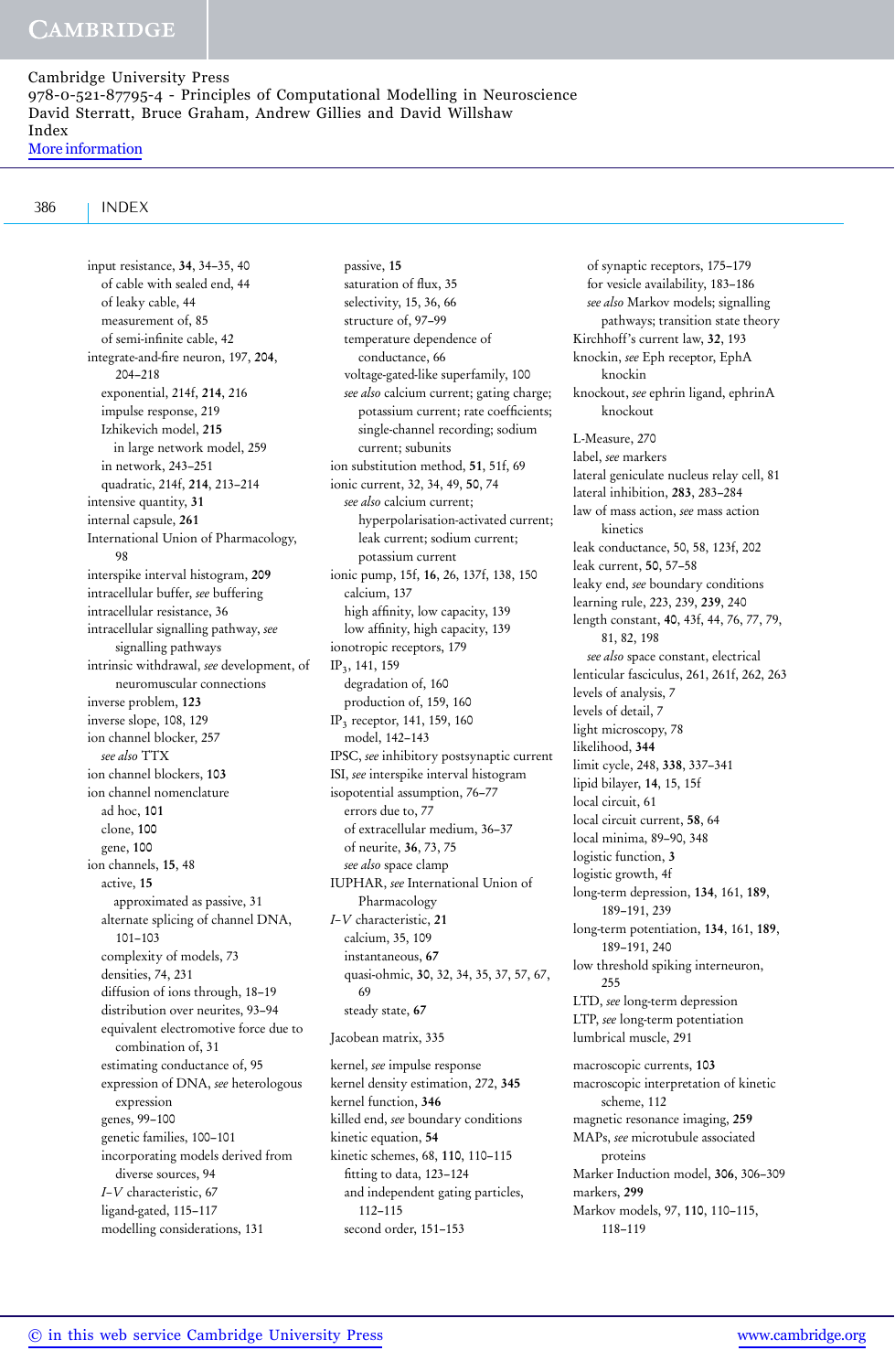input resistance, **34**, 34–35, 40
  of cable with sealed end, 44
  of leaky cable, 44
  measurement of, 85
  of semi-infinite cable, 42
integrate-and-fire neuron, 197, **204**, 204–218
  exponential, 214f, **214**, 216
  impulse response, 219
  Izhikevich model, **215**
    in large network model, 259
  in network, 243–251
  quadratic, 214f, **214**, 213–214
intensive quantity, **31**
internal capsule, **261**
International Union of Pharmacology, 98
interspike interval histogram, **209**
intracellular buffer, *see* buffering
intracellular resistance, 36
intracellular signalling pathway, *see* signalling pathways
intrinsic withdrawal, *see* development, of neuromuscular connections
inverse problem, **123**
inverse slope, 108, 129
ion channel blocker, 257
  *see also* TTX
ion channel blockers, **103**
ion channel nomenclature
  ad hoc, **101**
  clone, **100**
  gene, **100**
ion channels, **15**, 48
  active, **15**
    approximated as passive, 31
  alternate splicing of channel DNA, 101–103
  complexity of models, 73
  densities, 74, 231
  diffusion of ions through, 18–19
  distribution over neurites, 93–94
  equivalent electromotive force due to combination of, 31
  estimating conductance of, 95
  expression of DNA, *see* heterologous expression
  genes, 99–100
  genetic families, 100–101
  incorporating models derived from diverse sources, 94
  *I–V* characteristic, 67
  ligand-gated, 115–117
  modelling considerations, 131
  passive, **15**
  saturation of flux, 35
  selectivity, 15, 36, 66
  structure of, 97–99
  temperature dependence of conductance, 66
  voltage-gated-like superfamily, 100
  *see also* calcium current; gating charge; potassium current; rate coefficients; single-channel recording; sodium current; subunits
ion substitution method, **51**, 51f, 69
ionic current, 32, 34, 49, **50**, 74
  *see also* calcium current; hyperpolarisation-activated current; leak current; sodium current; potassium current
ionic pump, 15f, **16**, 26, 137f, 138, 150
  calcium, 137
  high affinity, low capacity, 139
  low affinity, high capacity, 139
ionotropic receptors, 179
$IP_3$, 141, 159
  degradation of, 160
  production of, 159, 160
$IP_3$ receptor, 141, 159, 160
  model, 142–143
IPSC, *see* inhibitory postsynaptic current
ISI, *see* interspike interval histogram
isopotential assumption, 76–77
  errors due to, 77
  of extracellular medium, 36–37
  of neurite, **36**, 73, 75
  *see also* space clamp
IUPHAR, *see* International Union of Pharmacology
*I–V* characteristic, **21**
  calcium, 35, 109
  instantaneous, **67**
  quasi-ohmic, **30**, 32, 34, 35, 37, 57, 67, 69
  steady state, **67**

Jacobean matrix, 335

kernel, *see* impulse response
kernel density estimation, 272, **345**
kernel function, **346**
killed end, *see* boundary conditions
kinetic equation, **54**
kinetic schemes, 68, **110**, 110–115
  fitting to data, 123–124
  and independent gating particles, 112–115
  second order, 151–153
  of synaptic receptors, 175–179
  for vesicle availability, 183–186
  *see also* Markov models; signalling pathways; transition state theory
Kirchhoff's current law, **32**, 193
knockin, *see* Eph receptor, EphA knockin
knockout, *see* ephrin ligand, ephrinA knockout

L-Measure, 270
label, *see* markers
lateral geniculate nucleus relay cell, 81
lateral inhibition, **283**, 283–284
law of mass action, *see* mass action kinetics
leak conductance, 50, 58, 123f, 202
leak current, **50**, 57–58
leaky end, *see* boundary conditions
learning rule, 223, 239, **239**, 240
length constant, **40**, 43f, 44, 76, 77, 79, 81, 82, 198
  *see also* space constant, electrical
lenticular fasciculus, 261, 261f, 262, 263
levels of analysis, 7
levels of detail, 7
light microscopy, 78
likelihood, **344**
limit cycle, 248, **338**, 337–341
lipid bilayer, **14**, 15, 15f
local circuit, 61
local circuit current, **58**, 64
local minima, 89–90, 348
logistic function, **3**
logistic growth, 4f
long-term depression, **134**, 161, **189**, 189–191, 239
long-term potentiation, **134**, 161, **189**, 189–191, 240
low threshold spiking interneuron, 255
LTD, *see* long-term depression
LTP, *see* long-term potentiation
lumbrical muscle, 291

macroscopic currents, **103**
macroscopic interpretation of kinetic scheme, 112
magnetic resonance imaging, **259**
MAPs, *see* microtubule associated proteins
Marker Induction model, **306**, 306–309
markers, **299**
Markov models, 97, **110**, 110–115, 118–119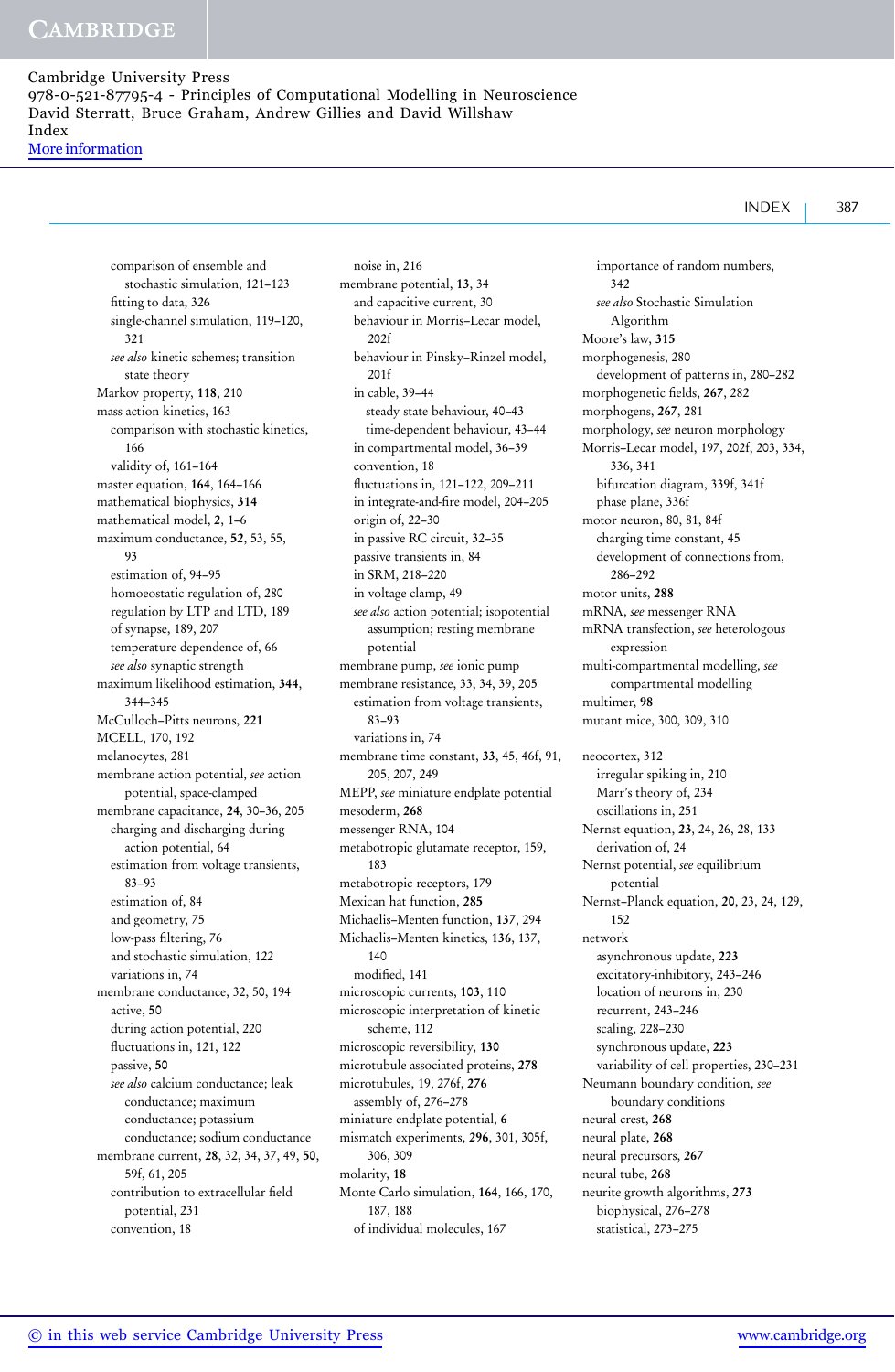comparison of ensemble and stochastic simulation, 121–123
fitting to data, 326
single-channel simulation, 119–120, 321
*see also* kinetic schemes; transition state theory

Markov property, **118**, 210
mass action kinetics, 163
comparison with stochastic kinetics, 166
validity of, 161–164

master equation, **164**, 164–166
mathematical biophysics, **314**
mathematical model, **2**, 1–6
maximum conductance, **52**, 53, 55, 93
estimation of, 94–95
homoeostatic regulation of, 280
regulation by LTP and LTD, 189
of synapse, 189, 207
temperature dependence of, 66
*see also* synaptic strength

maximum likelihood estimation, **344**, 344–345
McCulloch–Pitts neurons, **221**
MCELL, 170, 192
melanocytes, 281
membrane action potential, *see* action potential, space-clamped
membrane capacitance, **24**, 30–36, 205
charging and discharging during action potential, 64
estimation from voltage transients, 83–93
estimation of, 84
and geometry, 75
low-pass filtering, 76
and stochastic simulation, 122
variations in, 74

membrane conductance, 32, 50, 194
active, **50**
during action potential, 220
fluctuations in, 121, 122
passive, **50**
*see also* calcium conductance; leak conductance; maximum conductance; potassium conductance; sodium conductance

membrane current, **28**, 32, 34, 37, 49, **50**, 59f, 61, 205
contribution to extracellular field potential, 231
convention, 18
noise in, 216

membrane potential, **13**, 34
and capacitive current, 30
behaviour in Morris–Lecar model, 202f
behaviour in Pinsky–Rinzel model, 201f
in cable, 39–44
steady state behaviour, 40–43
time-dependent behaviour, 43–44
in compartmental model, 36–39
convention, 18
fluctuations in, 121–122, 209–211
in integrate-and-fire model, 204–205
origin of, 22–30
in passive RC circuit, 32–35
passive transients in, 84
in SRM, 218–220
in voltage clamp, 49
*see also* action potential; isopotential assumption; resting membrane potential

membrane pump, *see* ionic pump
membrane resistance, 33, 34, 39, 205
estimation from voltage transients, 83–93
variations in, 74

membrane time constant, **33**, 45, 46f, 91, 205, 207, 249
MEPP, *see* miniature endplate potential
mesoderm, **268**
messenger RNA, 104
metabotropic glutamate receptor, 159, 183
metabotropic receptors, 179
Mexican hat function, **285**
Michaelis–Menten function, **137**, 294
Michaelis–Menten kinetics, **136**, 137, 140
modified, 141

microscopic currents, **103**, 110
microscopic interpretation of kinetic scheme, 112
microscopic reversibility, **130**
microtubule associated proteins, **278**
microtubules, 19, 276f, **276**
assembly of, 276–278

miniature endplate potential, **6**
mismatch experiments, **296**, 301, 305f, 306, 309
molarity, **18**
Monte Carlo simulation, **164**, 166, 170, 187, 188
of individual molecules, 167
importance of random numbers, 342
*see also* Stochastic Simulation Algorithm

Moore's law, **315**
morphogenesis, 280
development of patterns in, 280–282

morphogenetic fields, **267**, 282
morphogens, **267**, 281
morphology, *see* neuron morphology
Morris–Lecar model, 197, 202f, 203, 334, 336, 341
bifurcation diagram, 339f, 341f
phase plane, 336f

motor neuron, 80, 81, 84f
charging time constant, 45
development of connections from, 286–292

motor units, **288**
mRNA, *see* messenger RNA
mRNA transfection, *see* heterologous expression
multi-compartmental modelling, *see* compartmental modelling
multimer, **98**
mutant mice, 300, 309, 310

neocortex, 312
irregular spiking in, 210
Marr's theory of, 234
oscillations in, 251

Nernst equation, **23**, 24, 26, 28, 133
derivation of, 24

Nernst potential, *see* equilibrium potential
Nernst–Planck equation, **20**, 23, 24, 129, 152
network
asynchronous update, **223**
excitatory-inhibitory, 243–246
location of neurons in, 230
recurrent, 243–246
scaling, 228–230
synchronous update, **223**
variability of cell properties, 230–231

Neumann boundary condition, *see* boundary conditions
neural crest, **268**
neural plate, **268**
neural precursors, **267**
neural tube, **268**
neurite growth algorithms, **273**
biophysical, 276–278
statistical, 273–275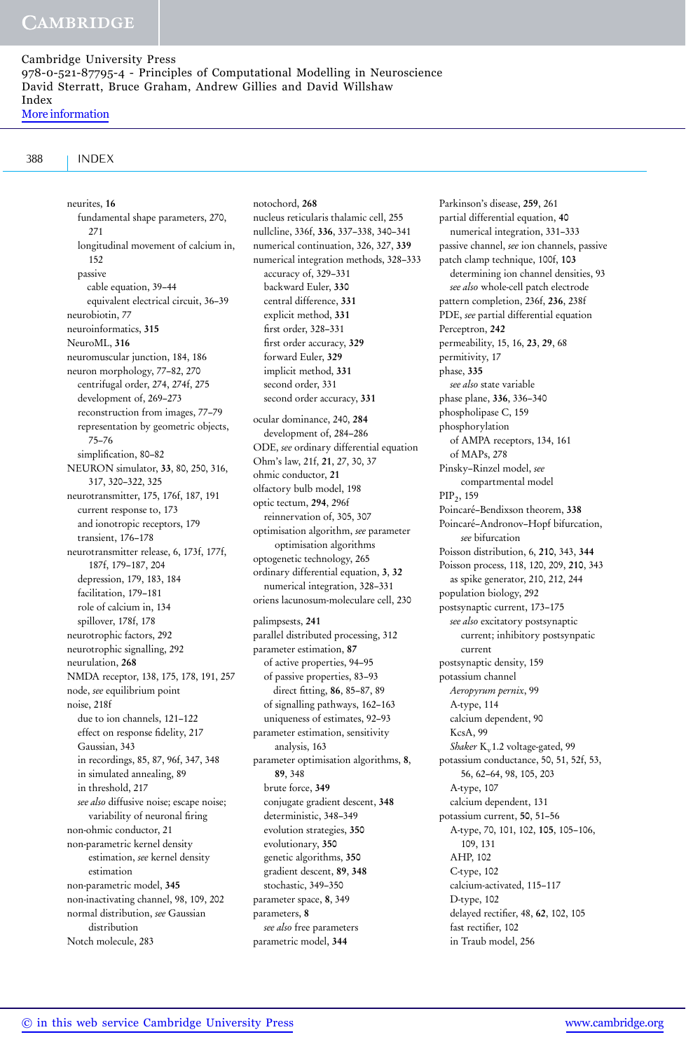neurites, **16**
  fundamental shape parameters, 270, 271
  longitudinal movement of calcium in, 152
  passive
    cable equation, 39–44
    equivalent electrical circuit, 36–39
neurobiotin, 77
neuroinformatics, **315**
NeuroML, **316**
neuromuscular junction, 184, 186
neuron morphology, 77–82, 270
  centrifugal order, 274, 274f, 275
  development of, 269–273
  reconstruction from images, 77–79
  representation by geometric objects, 75–76
  simplification, 80–82
NEURON simulator, **33**, 80, 250, 316, 317, 320–322, 325
neurotransmitter, 175, 176f, 187, 191
  current response to, 173
  and ionotropic receptors, 179
  transient, 176–178
neurotransmitter release, 6, 173f, 177f, 187f, 179–187, 204
  depression, 179, 183, 184
  facilitation, 179–181
  role of calcium in, 134
  spillover, 178f, 178
neurotrophic factors, 292
neurotrophic signalling, 292
neurulation, **268**
NMDA receptor, 138, 175, 178, 191, 257
node, *see* equilibrium point
noise, 218f
  due to ion channels, 121–122
  effect on response fidelity, 217
  Gaussian, 343
  in recordings, 85, 87, 96f, 347, 348
  in simulated annealing, 89
  in threshold, 217
  *see also* diffusive noise; escape noise; variability of neuronal firing
non-ohmic conductor, 21
non-parametric kernel density estimation, *see* kernel density estimation
non-parametric model, **345**
non-inactivating channel, 98, 109, 202
normal distribution, *see* Gaussian distribution
Notch molecule, 283

notochord, **268**
nucleus reticularis thalamic cell, 255
nullcline, 336f, **336**, 337–338, 340–341
numerical continuation, 326, 327, **339**
numerical integration methods, 328–333
  accuracy of, 329–331
  backward Euler, **330**
  central difference, **331**
  explicit method, **331**
  first order, 328–331
  first order accuracy, **329**
  forward Euler, **329**
  implicit method, **331**
  second order, 331
  second order accuracy, **331**

ocular dominance, 240, **284**
  development of, 284–286
ODE, *see* ordinary differential equation
Ohm's law, 21f, **21**, 27, 30, 37
ohmic conductor, **21**
olfactory bulb model, 198
optic tectum, **294**, 296f
  reinnervation of, 305, 307
optimisation algorithm, *see* parameter optimisation algorithms
optogenetic technology, 265
ordinary differential equation, **3**, **32**
  numerical integration, 328–331
oriens lacunosum-moleculare cell, 230

palimpsests, **241**
parallel distributed processing, 312
parameter estimation, **87**
  of active properties, 94–95
  of passive properties, 83–93
    direct fitting, **86**, 85–87, 89
  of signalling pathways, 162–163
  uniqueness of estimates, 92–93
parameter estimation, sensitivity analysis, 163
parameter optimisation algorithms, **8**, **89**, 348
  brute force, **349**
  conjugate gradient descent, **348**
  deterministic, 348–349
  evolution strategies, **350**
  evolutionary, **350**
  genetic algorithms, **350**
  gradient descent, **89**, **348**
  stochastic, 349–350
parameter space, **8**, 349
parameters, **8**
  *see also* free parameters
parametric model, **344**

Parkinson's disease, **259**, 261
partial differential equation, **40**
  numerical integration, 331–333
passive channel, *see* ion channels, passive
patch clamp technique, 100f, **103**
  determining ion channel densities, 93
  *see also* whole-cell patch electrode
pattern completion, 236f, **236**, 238f
PDE, *see* partial differential equation
Perceptron, **242**
permeability, 15, 16, **23**, **29**, 68
permitivity, 17
phase, **335**
  *see also* state variable
phase plane, **336**, 336–340
phospholipase C, 159
phosphorylation
  of AMPA receptors, 134, 161
  of MAPs, 278
Pinsky–Rinzel model, *see* compartmental model
$PIP_2$, 159
Poincaré–Bendixson theorem, **338**
Poincaré–Andronov–Hopf bifurcation, *see* bifurcation
Poisson distribution, 6, **210**, 343, **344**
Poisson process, 118, 120, 209, **210**, 343
  as spike generator, 210, 212, 244
population biology, 292
postsynaptic current, 173–175
  *see also* excitatory postsynaptic current; inhibitory postsynpatic current
postsynaptic density, 159
potassium channel
  *Aeropyrum pernix*, 99
  A-type, 114
  calcium dependent, 90
  KcsA, 99
  *Shaker* $K_v$1.2 voltage-gated, 99
potassium conductance, 50, 51, 52f, 53, 56, 62–64, 98, 105, 203
  A-type, 107
  calcium dependent, 131
potassium current, **50**, 51–56
  A-type, 70, 101, 102, **105**, 105–106, 109, 131
  AHP, 102
  C-type, 102
  calcium-activated, 115–117
  D-type, 102
  delayed rectifier, 48, **62**, 102, 105
  fast rectifier, 102
  in Traub model, 256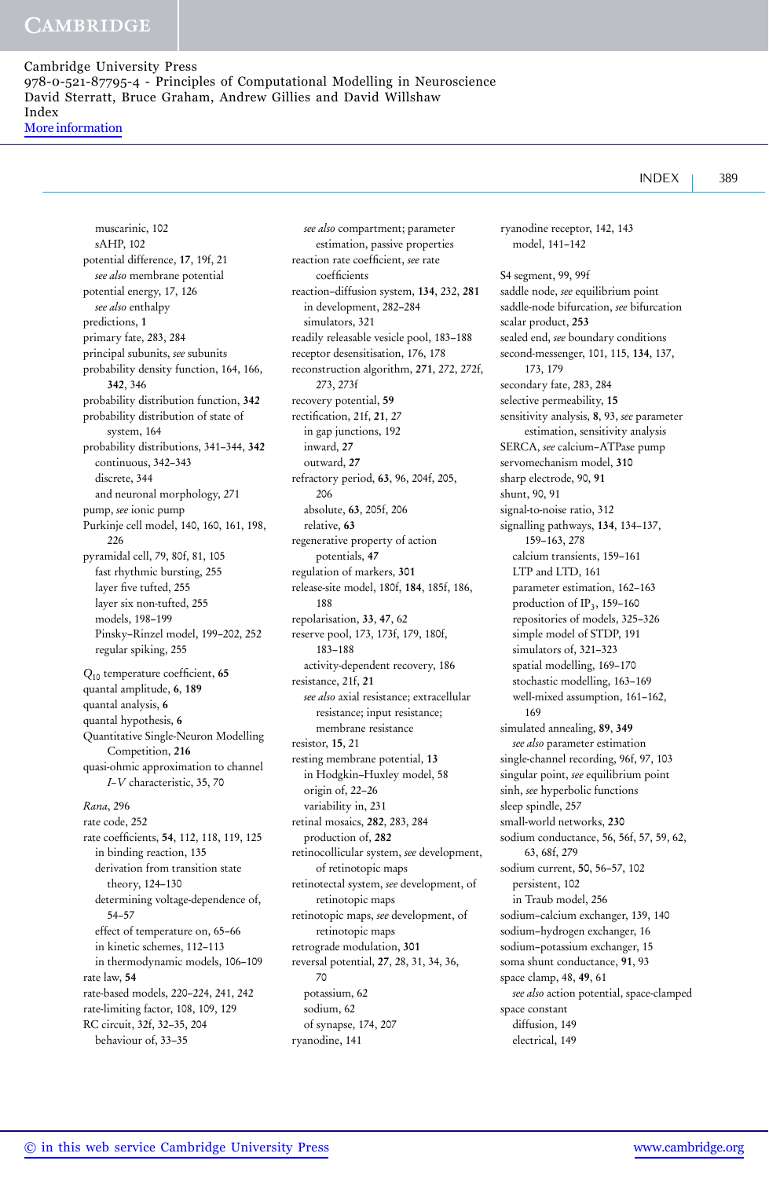muscarinic, 102
sAHP, 102
potential difference, **17**, 19f, 21
*see also* membrane potential
potential energy, 17, 126
*see also* enthalpy
predictions, **1**
primary fate, 283, 284
principal subunits, *see* subunits
probability density function, 164, 166, **342**, 346
probability distribution function, **342**
probability distribution of state of system, 164
probability distributions, 341–344, **342**
continuous, 342–343
discrete, 344
and neuronal morphology, 271
pump, *see* ionic pump
Purkinje cell model, 140, 160, 161, 198, 226
pyramidal cell, 79, 80f, 81, 105
fast rhythmic bursting, 255
layer five tufted, 255
layer six non-tufted, 255
models, 198–199
Pinsky–Rinzel model, 199–202, 252
regular spiking, 255

$Q_{10}$ temperature coefficient, **65**
quantal amplitude, **6**, **189**
quantal analysis, **6**
quantal hypothesis, **6**
Quantitative Single-Neuron Modelling Competition, **216**
quasi-ohmic approximation to channel *I–V* characteristic, 35, 70

*Rana*, 296
rate code, 252
rate coefficients, **54**, 112, 118, 119, 125
in binding reaction, 135
derivation from transition state theory, 124–130
determining voltage-dependence of, 54–57
effect of temperature on, 65–66
in kinetic schemes, 112–113
in thermodynamic models, 106–109
rate law, **54**
rate-based models, 220–224, 241, 242
rate-limiting factor, 108, 109, 129
RC circuit, 32f, 32–35, 204
behaviour of, 33–35
*see also* compartment; parameter estimation, passive properties
reaction rate coefficient, *see* rate coefficients
reaction–diffusion system, **134**, 232, **281**
in development, 282–284
simulators, 321
readily releasable vesicle pool, 183–188
receptor desensitisation, 176, 178
reconstruction algorithm, **271**, 272, 272f, 273, 273f
recovery potential, **59**
rectification, 21f, **21**, 27
in gap junctions, 192
inward, **27**
outward, **27**
refractory period, **63**, 96, 204f, 205, 206
absolute, **63**, 205f, 206
relative, **63**
regenerative property of action potentials, **47**
regulation of markers, **301**
release-site model, 180f, **184**, 185f, 186, 188
repolarisation, **33**, **47**, 62
reserve pool, 173, 173f, 179, 180f, 183–188
activity-dependent recovery, 186
resistance, 21f, **21**
*see also* axial resistance; extracellular resistance; input resistance; membrane resistance
resistor, **15**, 21
resting membrane potential, **13**
in Hodgkin–Huxley model, 58
origin of, 22–26
variability in, 231
retinal mosaics, **282**, 283, 284
production of, **282**
retinocollicular system, *see* development, of retinotopic maps
retinotectal system, *see* development, of retinotopic maps
retinotopic maps, *see* development, of retinotopic maps
retrograde modulation, **301**
reversal potential, **27**, 28, 31, 34, 36, 70
potassium, 62
sodium, 62
of synapse, 174, 207
ryanodine, 141
ryanodine receptor, 142, 143
model, 141–142

S4 segment, 99, 99f
saddle node, *see* equilibrium point
saddle-node bifurcation, *see* bifurcation
scalar product, **253**
sealed end, *see* boundary conditions
second-messenger, 101, 115, **134**, 137, 173, 179
secondary fate, 283, 284
selective permeability, **15**
sensitivity analysis, **8**, 93, *see* parameter estimation, sensitivity analysis
SERCA, *see* calcium–ATPase pump
servomechanism model, **310**
sharp electrode, 90, **91**
shunt, 90, 91
signal-to-noise ratio, 312
signalling pathways, **134**, 134–137, 159–163, 278
calcium transients, 159–161
LTP and LTD, 161
parameter estimation, 162–163
production of $IP_3$, 159–160
repositories of models, 325–326
simple model of STDP, 191
simulators of, 321–323
spatial modelling, 169–170
stochastic modelling, 163–169
well-mixed assumption, 161–162, 169
simulated annealing, **89**, **349**
*see also* parameter estimation
single-channel recording, 96f, 97, 103
singular point, *see* equilibrium point
sinh, *see* hyperbolic functions
sleep spindle, 257
small-world networks, **230**
sodium conductance, 56, 56f, 57, 59, 62, 63, 68f, 279
sodium current, **50**, 56–57, 102
persistent, 102
in Traub model, 256
sodium–calcium exchanger, 139, 140
sodium–hydrogen exchanger, 16
sodium–potassium exchanger, 15
soma shunt conductance, **91**, 93
space clamp, 48, **49**, 61
*see also* action potential, space-clamped
space constant
diffusion, 149
electrical, 149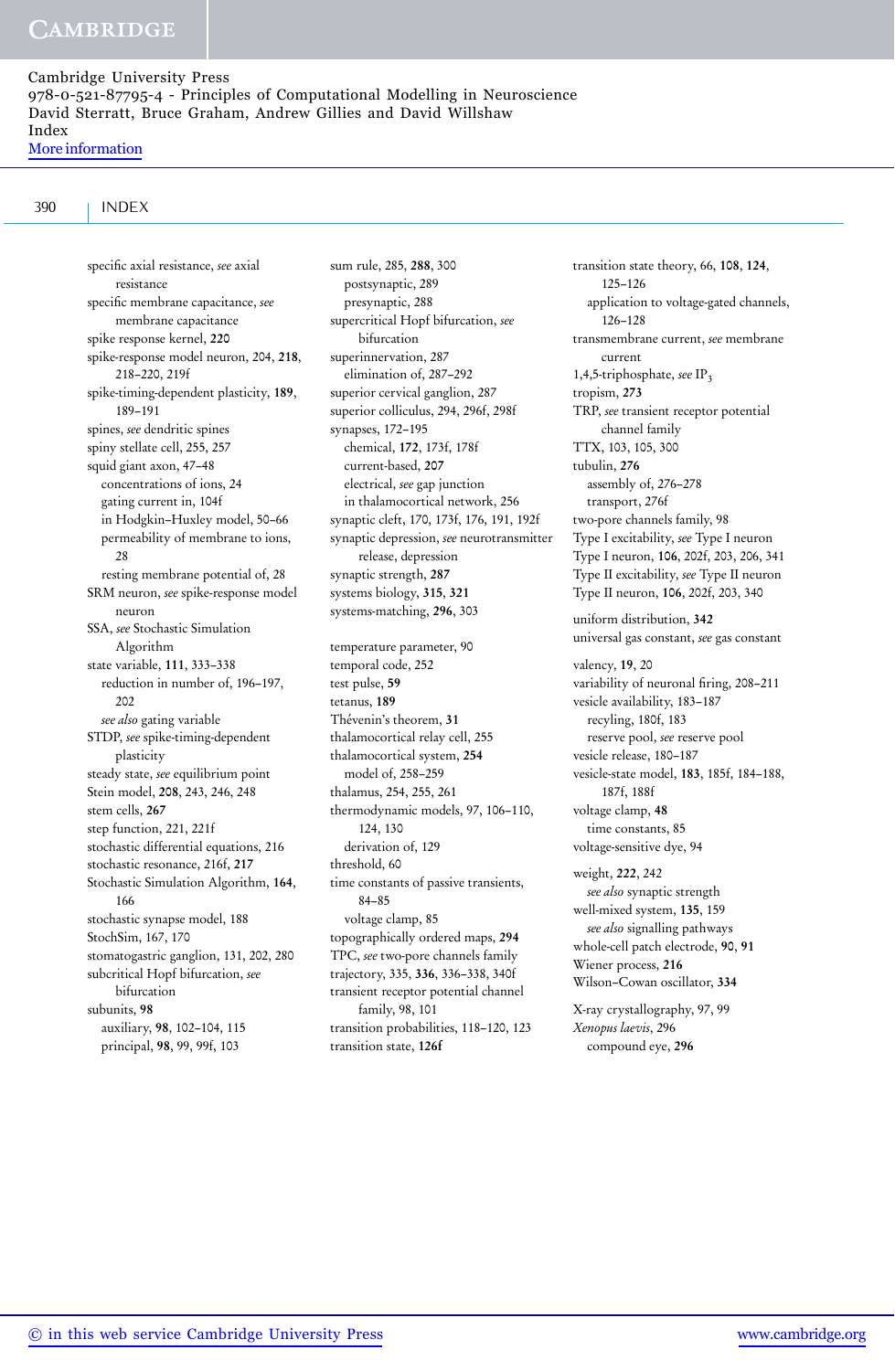specific axial resistance, *see* axial resistance
specific membrane capacitance, *see* membrane capacitance
spike response kernel, **220**
spike-response model neuron, 204, **218**, 218–220, 219f
spike-timing-dependent plasticity, **189**, 189–191
spines, *see* dendritic spines
spiny stellate cell, 255, 257
squid giant axon, 47–48
  concentrations of ions, 24
  gating current in, 104f
  in Hodgkin–Huxley model, 50–66
  permeability of membrane to ions, 28
  resting membrane potential of, 28
SRM neuron, *see* spike-response model neuron
SSA, *see* Stochastic Simulation Algorithm
state variable, **111**, 333–338
  reduction in number of, 196–197, 202
  *see also* gating variable
STDP, *see* spike-timing-dependent plasticity
steady state, *see* equilibrium point
Stein model, **208**, 243, 246, 248
stem cells, **267**
step function, 221, 221f
stochastic differential equations, 216
stochastic resonance, 216f, **217**
Stochastic Simulation Algorithm, **164**, 166
stochastic synapse model, 188
StochSim, 167, 170
stomatogastric ganglion, 131, 202, 280
subcritical Hopf bifurcation, *see* bifurcation
subunits, **98**
  auxiliary, **98**, 102–104, 115
  principal, **98**, 99, 99f, 103

sum rule, 285, **288**, 300
  postsynaptic, 289
  presynaptic, 288
supercritical Hopf bifurcation, *see* bifurcation
superinnervation, 287
  elimination of, 287–292
superior cervical ganglion, 287
superior colliculus, 294, 296f, 298f
synapses, 172–195
  chemical, **172**, 173f, 178f
  current-based, **207**
  electrical, *see* gap junction
  in thalamocortical network, 256
synaptic cleft, 170, 173f, 176, 191, 192f
synaptic depression, *see* neurotransmitter release, depression
synaptic strength, **287**
systems biology, **315**, **321**
systems-matching, **296**, 303

temperature parameter, 90
temporal code, 252
test pulse, **59**
tetanus, **189**
Thévenin's theorem, **31**
thalamocortical relay cell, 255
thalamocortical system, **254**
  model of, 258–259
thalamus, 254, 255, 261
thermodynamic models, 97, 106–110, 124, 130
  derivation of, 129
threshold, 60
time constants of passive transients, 84–85
  voltage clamp, 85
topographically ordered maps, **294**
TPC, *see* two-pore channels family
trajectory, 335, **336**, 336–338, 340f
transient receptor potential channel family, 98, 101
transition probabilities, 118–120, 123
transition state, **126f**

transition state theory, 66, **108**, **124**, 125–126
  application to voltage-gated channels, 126–128
transmembrane current, *see* membrane current
1,4,5-triphosphate, *see* $IP_3$
tropism, **273**
TRP, *see* transient receptor potential channel family
TTX, 103, 105, 300
tubulin, **276**
  assembly of, 276–278
  transport, 276f
two-pore channels family, 98
Type I excitability, *see* Type I neuron
Type I neuron, **106**, 202f, 203, 206, 341
Type II excitability, *see* Type II neuron
Type II neuron, **106**, 202f, 203, 340

uniform distribution, **342**
universal gas constant, *see* gas constant

valency, **19**, 20
variability of neuronal firing, 208–211
vesicle availability, 183–187
  recyling, 180f, 183
  reserve pool, *see* reserve pool
vesicle release, 180–187
vesicle-state model, **183**, 185f, 184–188, 187f, 188f
voltage clamp, **48**
  time constants, 85
voltage-sensitive dye, 94

weight, **222**, 242
  *see also* synaptic strength
well-mixed system, **135**, 159
  *see also* signalling pathways
whole-cell patch electrode, **90**, **91**
Wiener process, **216**
Wilson–Cowan oscillator, **334**

X-ray crystallography, 97, 99
*Xenopus laevis*, 296
  compound eye, **296**